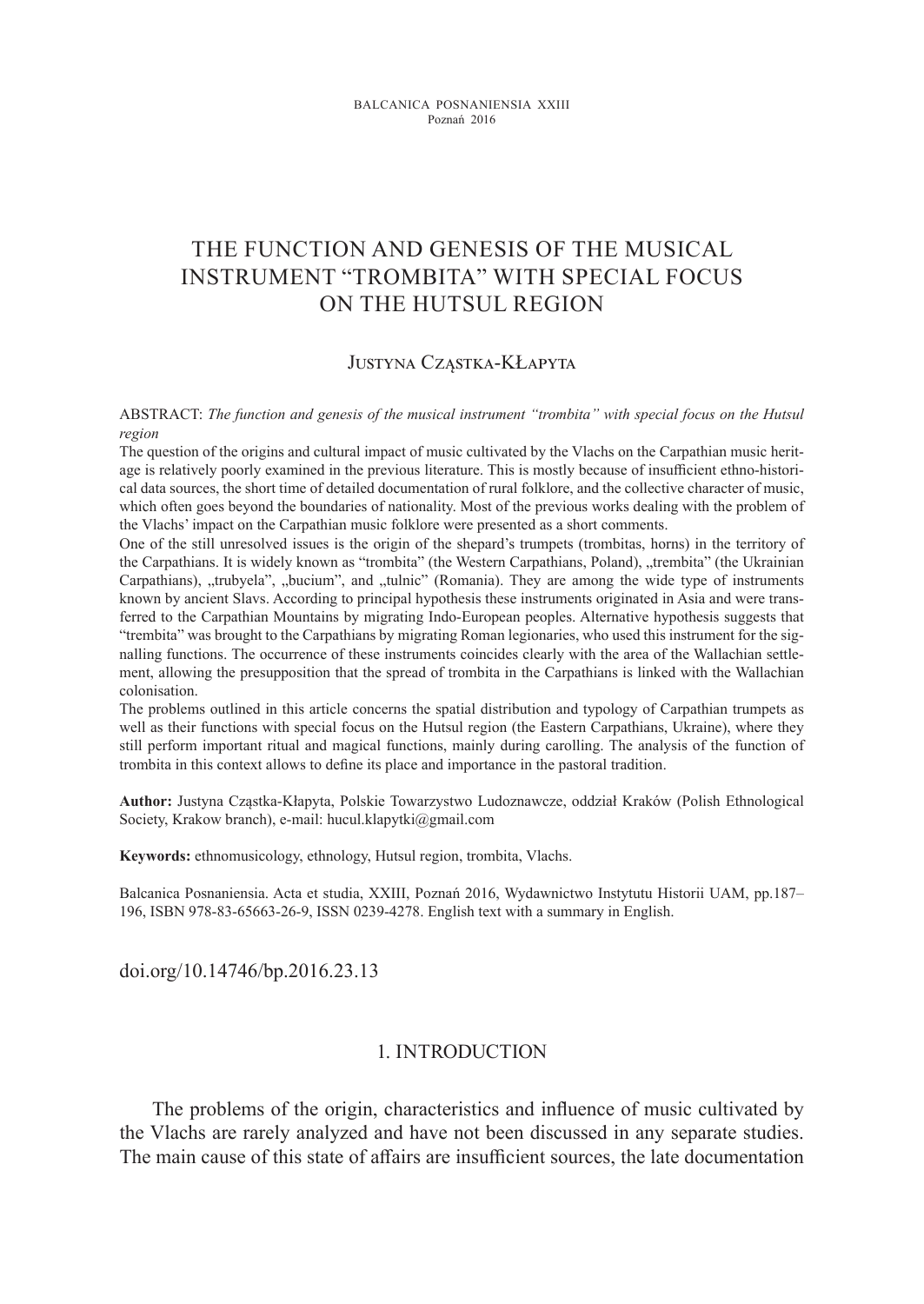BALCANICA POSNANIENSIA XXIII
Poznań 2016

# THE FUNCTION AND GENESIS OF THE MUSICAL INSTRUMENT "TROMBITA" WITH SPECIAL FOCUS ON THE HUTSUL REGION

Justyna Cząstka-Kłapyta

ABSTRACT: *The function and genesis of the musical instrument "trombita" with special focus on the Hutsul region*

The question of the origins and cultural impact of music cultivated by the Vlachs on the Carpathian music heritage is relatively poorly examined in the previous literature. This is mostly because of insufficient ethno-historical data sources, the short time of detailed documentation of rural folklore, and the collective character of music, which often goes beyond the boundaries of nationality. Most of the previous works dealing with the problem of the Vlachs' impact on the Carpathian music folklore were presented as a short comments.

One of the still unresolved issues is the origin of the shepard's trumpets (trombitas, horns) in the territory of the Carpathians. It is widely known as "trombita" (the Western Carpathians, Poland), „trembita" (the Ukrainian Carpathians), „trubyela", „bucium", and „tulnic" (Romania). They are among the wide type of instruments known by ancient Slavs. According to principal hypothesis these instruments originated in Asia and were transferred to the Carpathian Mountains by migrating Indo-European peoples. Alternative hypothesis suggests that "trembita" was brought to the Carpathians by migrating Roman legionaries, who used this instrument for the signalling functions. The occurrence of these instruments coincides clearly with the area of the Wallachian settlement, allowing the presupposition that the spread of trombita in the Carpathians is linked with the Wallachian colonisation.

The problems outlined in this article concerns the spatial distribution and typology of Carpathian trumpets as well as their functions with special focus on the Hutsul region (the Eastern Carpathians, Ukraine), where they still perform important ritual and magical functions, mainly during carolling. The analysis of the function of trombita in this context allows to define its place and importance in the pastoral tradition.

**Author:** Justyna Cząstka-Kłapyta, Polskie Towarzystwo Ludoznawcze, oddział Kraków (Polish Ethnological Society, Krakow branch), e-mail: hucul.klapytki@gmail.com

**Keywords:** ethnomusicology, ethnology, Hutsul region, trombita, Vlachs.

Balcanica Posnaniensia. Acta et studia, XXIII, Poznań 2016, Wydawnictwo Instytutu Historii UAM, pp.187–196, ISBN 978-83-65663-26-9, ISSN 0239-4278. English text with a summary in English.

doi.org/10.14746/bp.2016.23.13

## 1. INTRODUCTION

The problems of the origin, characteristics and influence of music cultivated by the Vlachs are rarely analyzed and have not been discussed in any separate studies. The main cause of this state of affairs are insufficient sources, the late documentation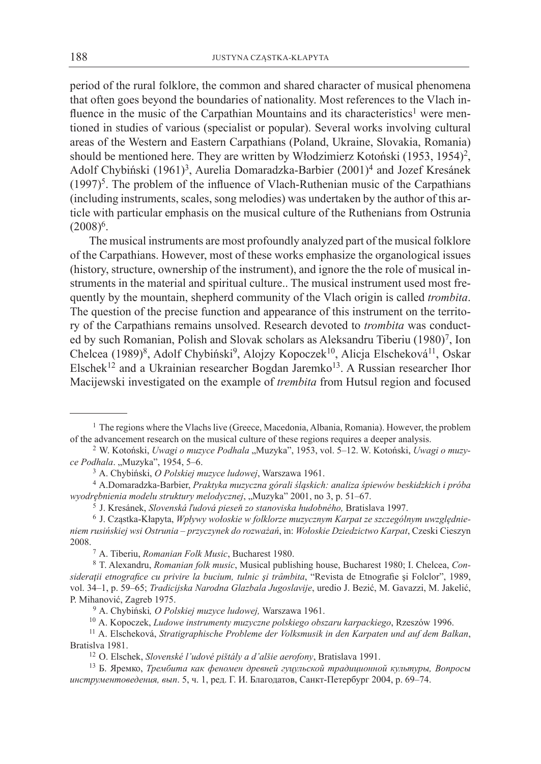period of the rural folklore, the common and shared character of musical phenomena that often goes beyond the boundaries of nationality. Most references to the Vlach influence in the music of the Carpathian Mountains and its characteristics[1] were mentioned in studies of various (specialist or popular). Several works involving cultural areas of the Western and Eastern Carpathians (Poland, Ukraine, Slovakia, Romania) should be mentioned here. They are written by Włodzimierz Kotoński (1953, 1954)[2], Adolf Chybiński (1961)[3], Aurelia Domaradzka-Barbier (2001)[4] and Jozef Kresánek (1997)[5]. The problem of the influence of Vlach-Ruthenian music of the Carpathians (including instruments, scales, song melodies) was undertaken by the author of this article with particular emphasis on the musical culture of the Ruthenians from Ostrunia (2008)[6].

The musical instruments are most profoundly analyzed part of the musical folklore of the Carpathians. However, most of these works emphasize the organological issues (history, structure, ownership of the instrument), and ignore the the role of musical instruments in the material and spiritual culture.. The musical instrument used most frequently by the mountain, shepherd community of the Vlach origin is called *trombita*. The question of the precise function and appearance of this instrument on the territory of the Carpathians remains unsolved. Research devoted to *trombita* was conducted by such Romanian, Polish and Slovak scholars as Aleksandru Tiberiu (1980)[7], Ion Chelcea (1989)[8], Adolf Chybiński[9], Alojzy Kopoczek[10], Alicja Elscheková[11], Oskar Elschek[12] and a Ukrainian researcher Bogdan Jaremko[13]. A Russian researcher Ihor Macijewski investigated on the example of *trembita* from Hutsul region and focused

---

[1] The regions where the Vlachs live (Greece, Macedonia, Albania, Romania). However, the problem of the advancement research on the musical culture of these regions requires a deeper analysis.

[2] W. Kotoński, *Uwagi o muzyce Podhala* „Muzyka", 1953, vol. 5–12. W. Kotoński, *Uwagi o muzyce Podhala*. „Muzyka", 1954, 5–6.

[3] A. Chybiński, *O Polskiej muzyce ludowej*, Warszawa 1961.

[4] A.Domaradzka-Barbier, *Praktyka muzyczna górali śląskich: analiza śpiewów beskidzkich i próba wyodrębnienia modelu struktury melodycznej*, „Muzyka" 2001, no 3, p. 51–67.

[5] J. Kresánek, *Slovenská ľudová pieseň zo stanoviska hudobného,* Bratislava 1997.

[6] J. Cząstka-Kłapyta, *Wpływy wołoskie w folklorze muzycznym Karpat ze szczególnym uwzględnieniem rusińskiej wsi Ostrunia – przyczynek do rozważań*, in: *Wołoskie Dziedzictwo Karpat*, Czeski Cieszyn 2008.

[7] A. Tiberiu, *Romanian Folk Music*, Bucharest 1980.

[8] T. Alexandru, *Romanian folk music*, Musical publishing house, Bucharest 1980; I. Chelcea, *Consideraţii etnografice cu privire la bucium, tulnic şi trâmbita*, "Revista de Etnografie şi Folclor", 1989, vol. 34–1, p. 59–65; *Tradicijska Narodna Glazbala Jugoslavije*, uredio J. Bezić, M. Gavazzi, M. Jakelić, P. Mihanović, Zagreb 1975.

[9] A. Chybiński*, O Polskiej muzyce ludowej,* Warszawa 1961.

[10] A. Kopoczek, *Ludowe instrumenty muzyczne polskiego obszaru karpackiego*, Rzeszów 1996.

[11] A. Elscheková, *Stratigraphische Probleme der Volksmusik in den Karpaten und auf dem Balkan*, Bratislva 1981.

[12] O. Elschek, *Slovenské l'udové pištály a d'alšie aerofony*, Bratislava 1991.

[13] Б. Яремко, *Трембита как феномен древней гуцульской традиционной культуры, Вопросы инструментоведения, вып*. 5, ч. 1, ред. Г. И. Благодатов, Санкт-Петербург 2004, p. 69–74.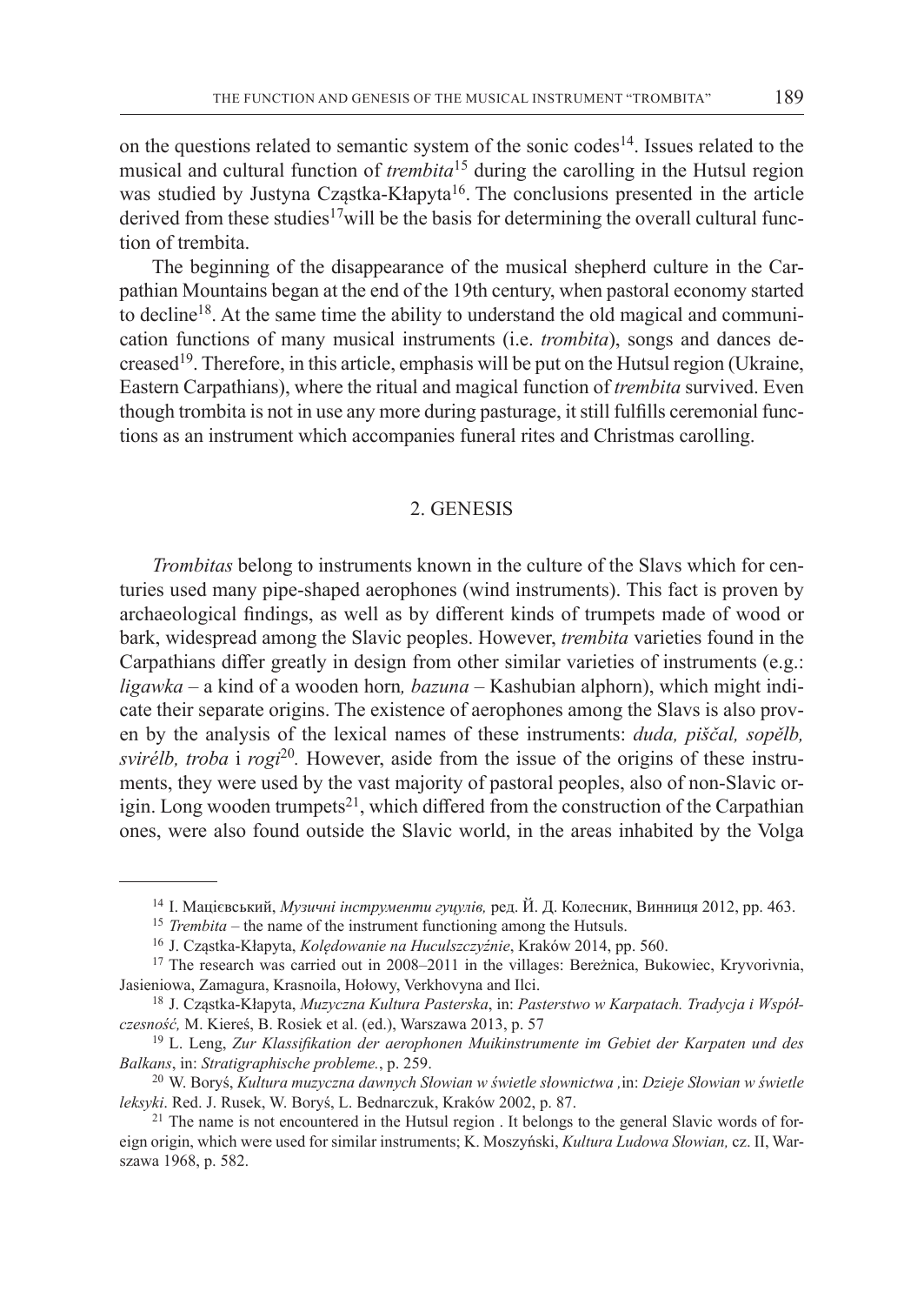on the questions related to semantic system of the sonic codes[14]. Issues related to the musical and cultural function of *trembita*[15] during the carolling in the Hutsul region was studied by Justyna Cząstka-Kłapyta[16]. The conclusions presented in the article derived from these studies[17]will be the basis for determining the overall cultural function of trembita.

The beginning of the disappearance of the musical shepherd culture in the Carpathian Mountains began at the end of the 19th century, when pastoral economy started to decline[18]. At the same time the ability to understand the old magical and communication functions of many musical instruments (i.e. *trombita*), songs and dances decreased[19]. Therefore, in this article, emphasis will be put on the Hutsul region (Ukraine, Eastern Carpathians), where the ritual and magical function of *trembita* survived. Even though trombita is not in use any more during pasturage, it still fulfills ceremonial functions as an instrument which accompanies funeral rites and Christmas carolling.

## 2. GENESIS

*Trombitas* belong to instruments known in the culture of the Slavs which for centuries used many pipe-shaped aerophones (wind instruments). This fact is proven by archaeological findings, as well as by different kinds of trumpets made of wood or bark, widespread among the Slavic peoples. However, *trembita* varieties found in the Carpathians differ greatly in design from other similar varieties of instruments (e.g.: *ligawka* – a kind of a wooden horn*, bazuna* – Kashubian alphorn), which might indicate their separate origins. The existence of aerophones among the Slavs is also proven by the analysis of the lexical names of these instruments: *duda, piščal, sopělb, svirélb, troba* i *rogi*[20]*.* However, aside from the issue of the origins of these instruments, they were used by the vast majority of pastoral peoples, also of non-Slavic origin. Long wooden trumpets[21], which differed from the construction of the Carpathian ones, were also found outside the Slavic world, in the areas inhabited by the Volga

---

[14] І. Мацієвський, *Музичні інструменти гуцулів,* ред. Й. Д. Колесник, Винниця 2012, pp. 463.

[15] *Trembita* – the name of the instrument functioning among the Hutsuls.

[16] J. Cząstka-Kłapyta, *Kolędowanie na Huculszczyźnie*, Kraków 2014, pp. 560.

[17] The research was carried out in 2008–2011 in the villages: Bereżnica, Bukowiec, Kryvorivnia, Jasieniowa, Zamagura, Krasnoila, Hołowy, Verkhovyna and Ilci.

[18] J. Cząstka-Kłapyta, *Muzyczna Kultura Pasterska*, in: *Pasterstwo w Karpatach. Tradycja i Współczesność,* M. Kiereś, B. Rosiek et al. (ed.), Warszawa 2013, p. 57

[19] L. Leng, *Zur Klassifikation der aerophonen Muikinstrumente im Gebiet der Karpaten und des Balkans*, in: *Stratigraphische probleme.*, p. 259.

[20] W. Boryś, *Kultura muzyczna dawnych Słowian w świetle słownictwa ,*in: *Dzieje Słowian w świetle leksyki*. Red. J. Rusek, W. Boryś, L. Bednarczuk, Kraków 2002, p. 87.

[21] The name is not encountered in the Hutsul region . It belongs to the general Slavic words of foreign origin, which were used for similar instruments; K. Moszyński, *Kultura Ludowa Słowian,* cz. II, Warszawa 1968, p. 582.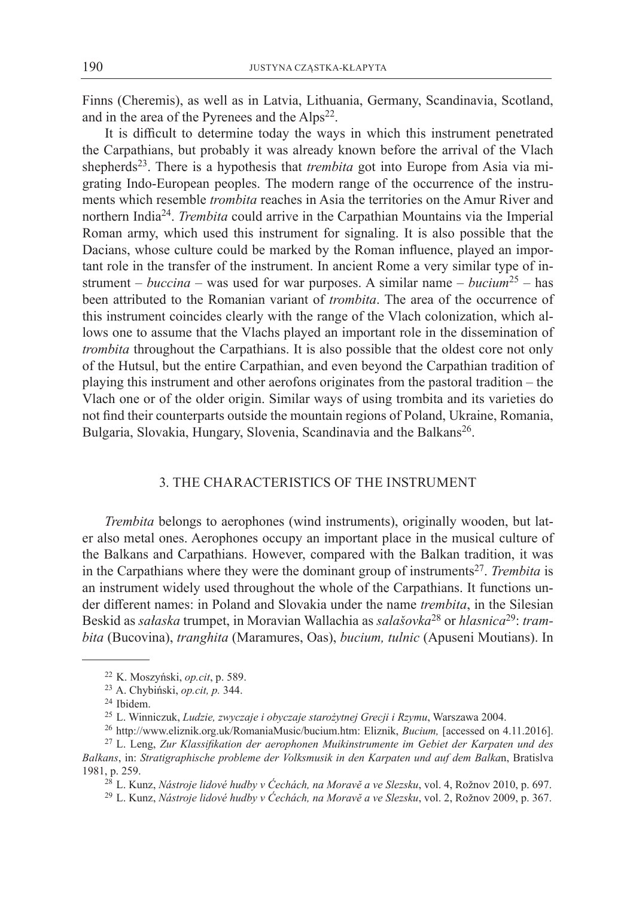Finns (Cheremis), as well as in Latvia, Lithuania, Germany, Scandinavia, Scotland, and in the area of the Pyrenees and the Alps[22].

It is difficult to determine today the ways in which this instrument penetrated the Carpathians, but probably it was already known before the arrival of the Vlach shepherds[23]. There is a hypothesis that *trembita* got into Europe from Asia via migrating Indo-European peoples. The modern range of the occurrence of the instruments which resemble *trombita* reaches in Asia the territories on the Amur River and northern India[24]. *Trembita* could arrive in the Carpathian Mountains via the Imperial Roman army, which used this instrument for signaling. It is also possible that the Dacians, whose culture could be marked by the Roman influence, played an important role in the transfer of the instrument. In ancient Rome a very similar type of instrument – *buccina* – was used for war purposes. A similar name – *bucium*[25] – has been attributed to the Romanian variant of *trombita*. The area of the occurrence of this instrument coincides clearly with the range of the Vlach colonization, which allows one to assume that the Vlachs played an important role in the dissemination of *trombita* throughout the Carpathians. It is also possible that the oldest core not only of the Hutsul, but the entire Carpathian, and even beyond the Carpathian tradition of playing this instrument and other aerofons originates from the pastoral tradition – the Vlach one or of the older origin. Similar ways of using trombita and its varieties do not find their counterparts outside the mountain regions of Poland, Ukraine, Romania, Bulgaria, Slovakia, Hungary, Slovenia, Scandinavia and the Balkans[26].

## 3. THE CHARACTERISTICS OF THE INSTRUMENT

*Trembita* belongs to aerophones (wind instruments), originally wooden, but later also metal ones. Aerophones occupy an important place in the musical culture of the Balkans and Carpathians. However, compared with the Balkan tradition, it was in the Carpathians where they were the dominant group of instruments[27]. *Trembita* is an instrument widely used throughout the whole of the Carpathians. It functions under different names: in Poland and Slovakia under the name *trembita*, in the Silesian Beskid as *sałaska* trumpet, in Moravian Wallachia as *salašovka*[28] or *hlasnica*[29]: *trambita* (Bucovina), *tranghita* (Maramures, Oas), *bucium, tulnic* (Apuseni Moutians). In

---

[22] K. Moszyński, *op.cit*, p. 589.

[23] A. Chybiński, *op.cit, p.* 344.

[24] Ibidem.

[25] L. Winniczuk, *Ludzie, zwyczaje i obyczaje starożytnej Grecji i Rzymu*, Warszawa 2004.

[26] http://www.eliznik.org.uk/RomaniaMusic/bucium.htm: Eliznik, *Bucium,* [accessed on 4.11.2016].

[27] L. Leng, *Zur Klassifikation der aerophonen Muikinstrumente im Gebiet der Karpaten und des Balkans*, in: *Stratigraphische probleme der Volksmusik in den Karpaten und auf dem Balka*n, Bratislva 1981, p. 259.

[28] L. Kunz, *Nástroje lidové hudby v Ćechách, na Moravě a ve Slezsku*, vol. 4, Rožnov 2010, p. 697.

[29] L. Kunz, *Nástroje lidové hudby v Ćechách, na Moravě a ve Slezsku*, vol. 2, Rožnov 2009, p. 367.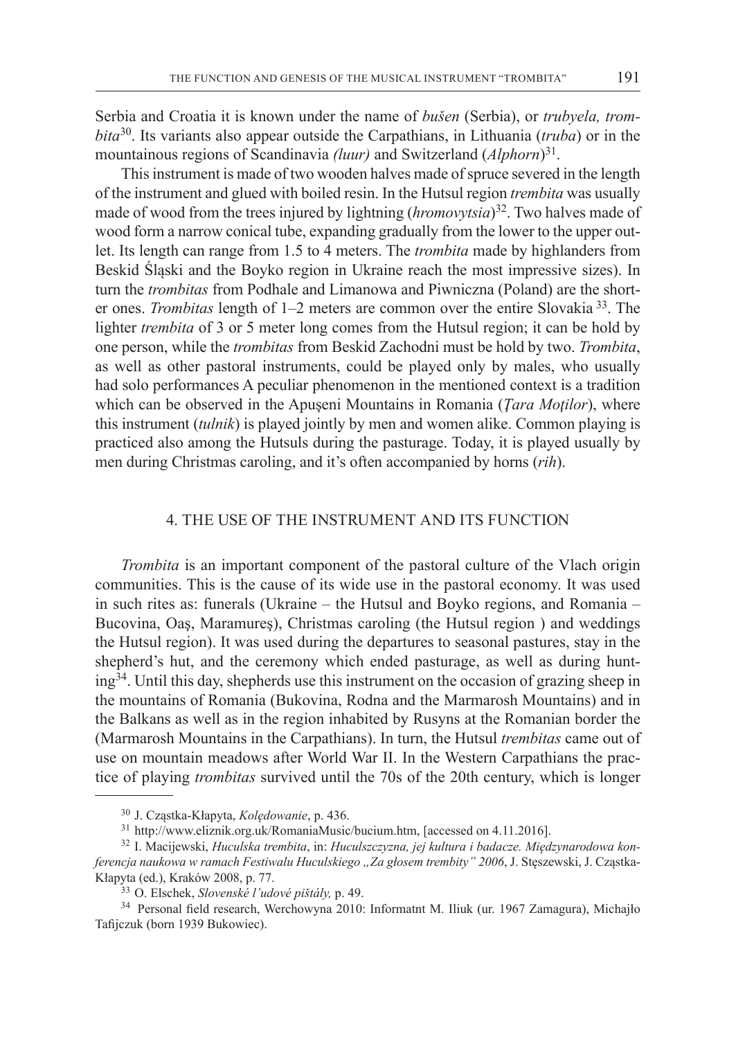Serbia and Croatia it is known under the name of *bušen* (Serbia), or *trubyela, trombita*[30]. Its variants also appear outside the Carpathians, in Lithuania (*truba*) or in the mountainous regions of Scandinavia *(luur)* and Switzerland (*Alphorn*)[31].

This instrument is made of two wooden halves made of spruce severed in the length of the instrument and glued with boiled resin. In the Hutsul region *trembita* was usually made of wood from the trees injured by lightning (*hromovytsia*)[32]. Two halves made of wood form a narrow conical tube, expanding gradually from the lower to the upper outlet. Its length can range from 1.5 to 4 meters. The *trombita* made by highlanders from Beskid Śląski and the Boyko region in Ukraine reach the most impressive sizes). In turn the *trombitas* from Podhale and Limanowa and Piwniczna (Poland) are the shorter ones. *Trombitas* length of 1–2 meters are common over the entire Slovakia [33]. The lighter *trembita* of 3 or 5 meter long comes from the Hutsul region; it can be hold by one person, while the *trombitas* from Beskid Zachodni must be hold by two. *Trombita*, as well as other pastoral instruments, could be played only by males, who usually had solo performances A peculiar phenomenon in the mentioned context is a tradition which can be observed in the Apuşeni Mountains in Romania (*Ţara Moţilor*), where this instrument (*tulnik*) is played jointly by men and women alike. Common playing is practiced also among the Hutsuls during the pasturage. Today, it is played usually by men during Christmas caroling, and it's often accompanied by horns (*rih*).

## 4. THE USE OF THE INSTRUMENT AND ITS FUNCTION

*Trombita* is an important component of the pastoral culture of the Vlach origin communities. This is the cause of its wide use in the pastoral economy. It was used in such rites as: funerals (Ukraine – the Hutsul and Boyko regions, and Romania – Bucovina, Oaş, Maramureş), Christmas caroling (the Hutsul region ) and weddings the Hutsul region). It was used during the departures to seasonal pastures, stay in the shepherd's hut, and the ceremony which ended pasturage, as well as during hunting[34]. Until this day, shepherds use this instrument on the occasion of grazing sheep in the mountains of Romania (Bukovina, Rodna and the Marmarosh Mountains) and in the Balkans as well as in the region inhabited by Rusyns at the Romanian border the (Marmarosh Mountains in the Carpathians). In turn, the Hutsul *trembitas* came out of use on mountain meadows after World War II. In the Western Carpathians the practice of playing *trombitas* survived until the 70s of the 20th century, which is longer

[30] J. Cząstka-Kłapyta, *Kolędowanie*, p. 436.

[31] http://www.eliznik.org.uk/RomaniaMusic/bucium.htm, [accessed on 4.11.2016].

[32] I. Macijewski, *Huculska trembita*, in: *Huculszczyzna, jej kultura i badacze. Międzynarodowa konferencja naukowa w ramach Festiwalu Huculskiego „Za głosem trembity" 2006*, J. Stęszewski, J. Cząstka-Kłapyta (ed.), Kraków 2008, p. 77.

[33] O. Elschek, *Slovenské l'udové píšťaly,* p. 49.

[34] Personal field research, Werchowyna 2010: Informatnt M. Iliuk (ur. 1967 Zamagura), Michajło Tafijczuk (born 1939 Bukowiec).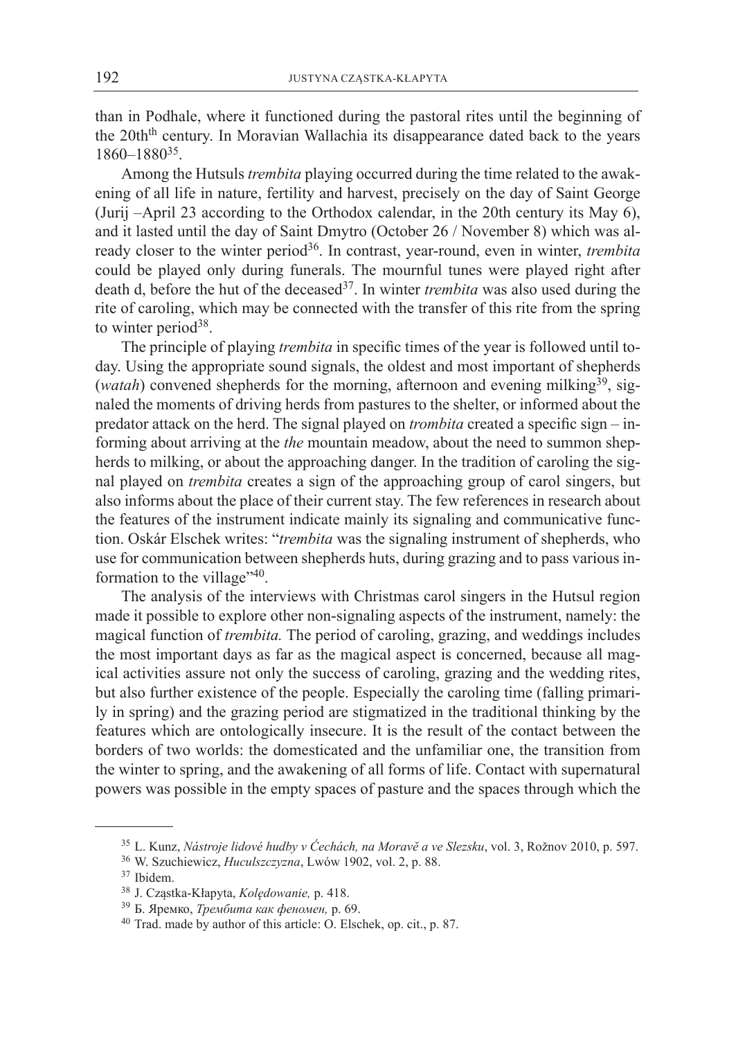than in Podhale, where it functioned during the pastoral rites until the beginning of the 20th[th] century. In Moravian Wallachia its disappearance dated back to the years 1860–1880[35].

Among the Hutsuls *trembita* playing occurred during the time related to the awakening of all life in nature, fertility and harvest, precisely on the day of Saint George (Jurij –April 23 according to the Orthodox calendar, in the 20th century its May 6), and it lasted until the day of Saint Dmytro (October 26 / November 8) which was already closer to the winter period[36]. In contrast, year-round, even in winter, *trembita* could be played only during funerals. The mournful tunes were played right after death d, before the hut of the deceased[37]. In winter *trembita* was also used during the rite of caroling, which may be connected with the transfer of this rite from the spring to winter period[38].

The principle of playing *trembita* in specific times of the year is followed until today. Using the appropriate sound signals, the oldest and most important of shepherds (*watah*) convened shepherds for the morning, afternoon and evening milking[39], signaled the moments of driving herds from pastures to the shelter, or informed about the predator attack on the herd. The signal played on *trombita* created a specific sign – informing about arriving at the *the* mountain meadow, about the need to summon shepherds to milking, or about the approaching danger. In the tradition of caroling the signal played on *trembita* creates a sign of the approaching group of carol singers, but also informs about the place of their current stay. The few references in research about the features of the instrument indicate mainly its signaling and communicative function. Oskár Elschek writes: "*trembita* was the signaling instrument of shepherds, who use for communication between shepherds huts, during grazing and to pass various information to the village"[40].

The analysis of the interviews with Christmas carol singers in the Hutsul region made it possible to explore other non-signaling aspects of the instrument, namely: the magical function of *trembita.* The period of caroling, grazing, and weddings includes the most important days as far as the magical aspect is concerned, because all magical activities assure not only the success of caroling, grazing and the wedding rites, but also further existence of the people. Especially the caroling time (falling primarily in spring) and the grazing period are stigmatized in the traditional thinking by the features which are ontologically insecure. It is the result of the contact between the borders of two worlds: the domesticated and the unfamiliar one, the transition from the winter to spring, and the awakening of all forms of life. Contact with supernatural powers was possible in the empty spaces of pasture and the spaces through which the

---

[35] L. Kunz, *Nástroje lidové hudby v Ćechách, na Moravě a ve Slezsku*, vol. 3, Rožnov 2010, p. 597.

[36] W. Szuchiewicz, *Huculszczyzna*, Lwów 1902, vol. 2, p. 88.

[37] Ibidem.

[38] J. Cząstka-Kłapyta, *Kolędowanie,* p. 418.

[39] Б. Яремко, *Трембита как феномен,* p. 69.

[40] Trad. made by author of this article: O. Elschek, op. cit., p. 87.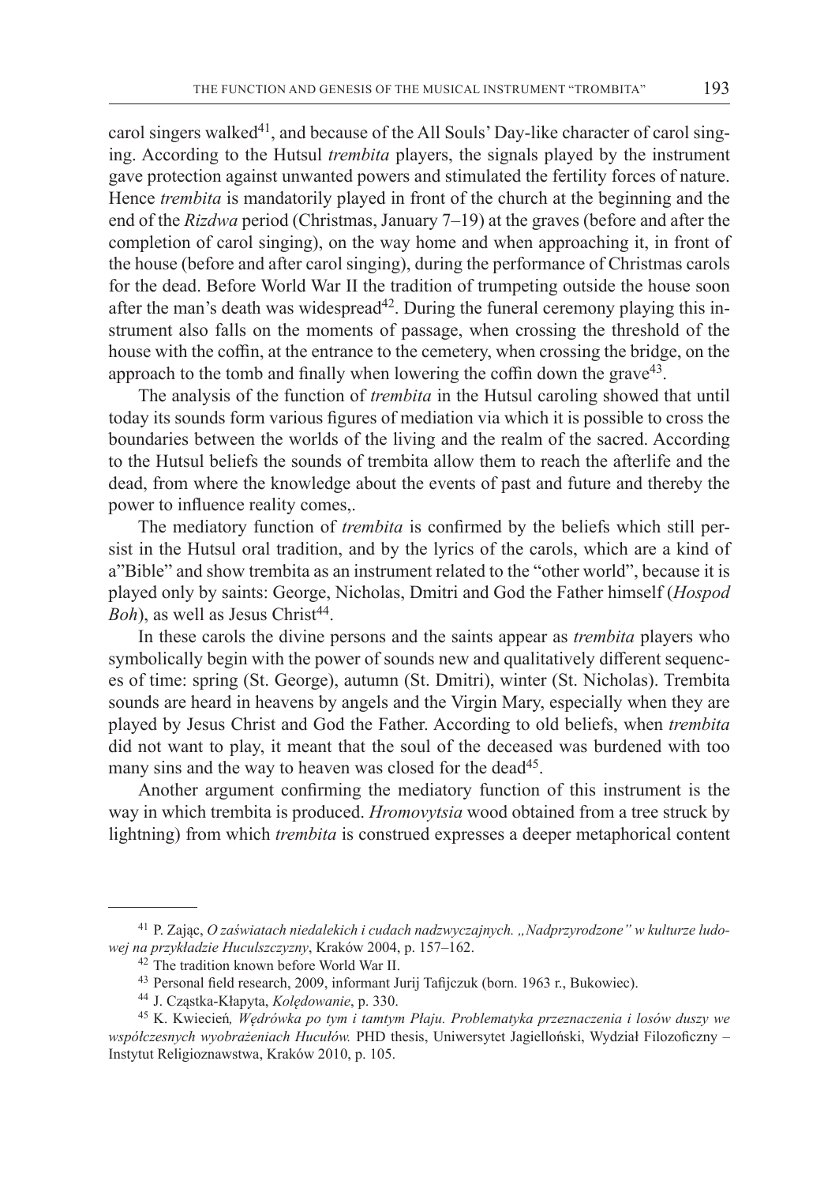carol singers walked[41], and because of the All Souls' Day-like character of carol singing. According to the Hutsul *trembita* players, the signals played by the instrument gave protection against unwanted powers and stimulated the fertility forces of nature. Hence *trembita* is mandatorily played in front of the church at the beginning and the end of the *Rizdwa* period (Christmas, January 7–19) at the graves (before and after the completion of carol singing), on the way home and when approaching it, in front of the house (before and after carol singing), during the performance of Christmas carols for the dead. Before World War II the tradition of trumpeting outside the house soon after the man's death was widespread[42]. During the funeral ceremony playing this instrument also falls on the moments of passage, when crossing the threshold of the house with the coffin, at the entrance to the cemetery, when crossing the bridge, on the approach to the tomb and finally when lowering the coffin down the grave[43].

The analysis of the function of *trembita* in the Hutsul caroling showed that until today its sounds form various figures of mediation via which it is possible to cross the boundaries between the worlds of the living and the realm of the sacred. According to the Hutsul beliefs the sounds of trembita allow them to reach the afterlife and the dead, from where the knowledge about the events of past and future and thereby the power to influence reality comes,.

The mediatory function of *trembita* is confirmed by the beliefs which still persist in the Hutsul oral tradition, and by the lyrics of the carols, which are a kind of a"Bible" and show trembita as an instrument related to the "other world", because it is played only by saints: George, Nicholas, Dmitri and God the Father himself (*Hospod Boh*), as well as Jesus Christ[44].

In these carols the divine persons and the saints appear as *trembita* players who symbolically begin with the power of sounds new and qualitatively different sequences of time: spring (St. George), autumn (St. Dmitri), winter (St. Nicholas). Trembita sounds are heard in heavens by angels and the Virgin Mary, especially when they are played by Jesus Christ and God the Father. According to old beliefs, when *trembita* did not want to play, it meant that the soul of the deceased was burdened with too many sins and the way to heaven was closed for the dead[45].

Another argument confirming the mediatory function of this instrument is the way in which trembita is produced. *Hromovytsia* wood obtained from a tree struck by lightning) from which *trembita* is construed expresses a deeper metaphorical content

---

[41] P. Zając, *O zaświatach niedalekich i cudach nadzwyczajnych. „Nadprzyrodzone" w kulturze ludowej na przykładzie Huculszczyzny*, Kraków 2004, p. 157–162.

[42] The tradition known before World War II.

[43] Personal field research, 2009, informant Jurij Tafijczuk (born. 1963 r., Bukowiec).

[44] J. Cząstka-Kłapyta, *Kolędowanie*, p. 330.

[45] K. Kwiecień*, Wędrówka po tym i tamtym Płaju. Problematyka przeznaczenia i losów duszy we współczesnych wyobrażeniach Hucułów.* PHD thesis, Uniwersytet Jagielloński, Wydział Filozoficzny – Instytut Religioznawstwa, Kraków 2010, p. 105.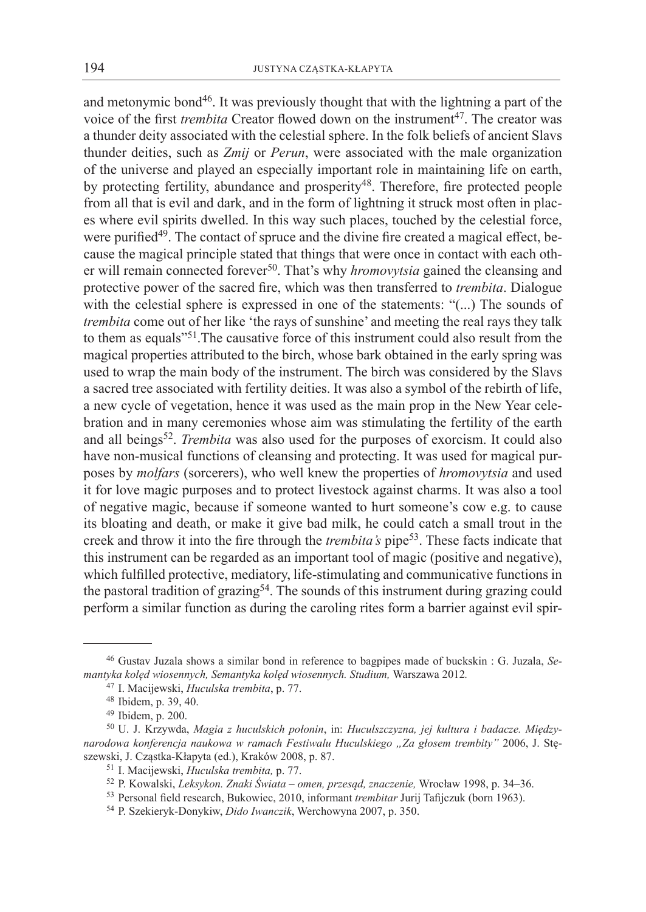and metonymic bond[46]. It was previously thought that with the lightning a part of the voice of the first *trembita* Creator flowed down on the instrument[47]. The creator was a thunder deity associated with the celestial sphere. In the folk beliefs of ancient Slavs thunder deities, such as *Zmij* or *Perun*, were associated with the male organization of the universe and played an especially important role in maintaining life on earth, by protecting fertility, abundance and prosperity[48]. Therefore, fire protected people from all that is evil and dark, and in the form of lightning it struck most often in places where evil spirits dwelled. In this way such places, touched by the celestial force, were purified[49]. The contact of spruce and the divine fire created a magical effect, because the magical principle stated that things that were once in contact with each other will remain connected forever[50]. That's why *hromovytsia* gained the cleansing and protective power of the sacred fire, which was then transferred to *trembita*. Dialogue with the celestial sphere is expressed in one of the statements: "(...) The sounds of *trembita* come out of her like 'the rays of sunshine' and meeting the real rays they talk to them as equals"[51].The causative force of this instrument could also result from the magical properties attributed to the birch, whose bark obtained in the early spring was used to wrap the main body of the instrument. The birch was considered by the Slavs a sacred tree associated with fertility deities. It was also a symbol of the rebirth of life, a new cycle of vegetation, hence it was used as the main prop in the New Year celebration and in many ceremonies whose aim was stimulating the fertility of the earth and all beings[52]. *Trembita* was also used for the purposes of exorcism. It could also have non-musical functions of cleansing and protecting. It was used for magical purposes by *molfars* (sorcerers), who well knew the properties of *hromovytsia* and used it for love magic purposes and to protect livestock against charms. It was also a tool of negative magic, because if someone wanted to hurt someone's cow e.g. to cause its bloating and death, or make it give bad milk, he could catch a small trout in the creek and throw it into the fire through the *trembita's* pipe[53]. These facts indicate that this instrument can be regarded as an important tool of magic (positive and negative), which fulfilled protective, mediatory, life-stimulating and communicative functions in the pastoral tradition of grazing[54]. The sounds of this instrument during grazing could perform a similar function as during the caroling rites form a barrier against evil spir-

---

[46] Gustav Juzala shows a similar bond in reference to bagpipes made of buckskin : G. Juzala, *Semantyka kolęd wiosennych, Semantyka kolęd wiosennych. Studium,* Warszawa 2012*.*

[47] I. Macijewski, *Huculska trembita*, p. 77.

[48] Ibidem, p. 39, 40.

[49] Ibidem, p. 200.

[50] U. J. Krzywda, *Magia z huculskich połonin*, in: *Huculszczyzna, jej kultura i badacze. Międzynarodowa konferencja naukowa w ramach Festiwalu Huculskiego „Za głosem trembity"* 2006, J. Stęszewski, J. Cząstka-Kłapyta (ed.), Kraków 2008, p. 87.

[51] I. Macijewski, *Huculska trembita,* p. 77.

[52] P. Kowalski, *Leksykon. Znaki Świata – omen, przesąd, znaczenie,* Wrocław 1998, p. 34–36.

[53] Personal field research, Bukowiec, 2010, informant *trembitar* Jurij Tafijczuk (born 1963).

[54] P. Szekieryk-Donykiw, *Dido Iwanczik*, Werchowyna 2007, p. 350.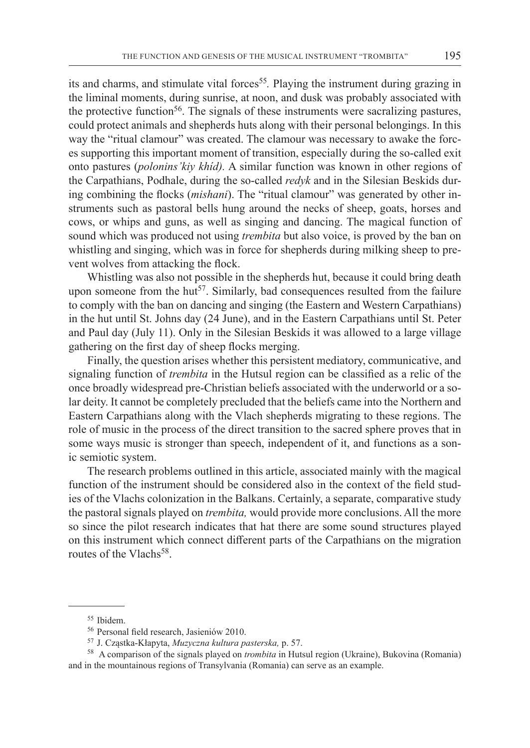its and charms, and stimulate vital forces[55]. Playing the instrument during grazing in the liminal moments, during sunrise, at noon, and dusk was probably associated with the protective function[56]. The signals of these instruments were sacralizing pastures, could protect animals and shepherds huts along with their personal belongings. In this way the "ritual clamour" was created. The clamour was necessary to awake the forces supporting this important moment of transition, especially during the so-called exit onto pastures (*polonins'kiy khíd).* A similar function was known in other regions of the Carpathians, Podhale, during the so-called *redyk* and in the Silesian Beskids during combining the flocks (*mishani*). The "ritual clamour" was generated by other instruments such as pastoral bells hung around the necks of sheep, goats, horses and cows, or whips and guns, as well as singing and dancing. The magical function of sound which was produced not using *trembita* but also voice, is proved by the ban on whistling and singing, which was in force for shepherds during milking sheep to prevent wolves from attacking the flock.

Whistling was also not possible in the shepherds hut, because it could bring death upon someone from the hut[57]. Similarly, bad consequences resulted from the failure to comply with the ban on dancing and singing (the Eastern and Western Carpathians) in the hut until St. Johns day (24 June), and in the Eastern Carpathians until St. Peter and Paul day (July 11). Only in the Silesian Beskids it was allowed to a large village gathering on the first day of sheep flocks merging.

Finally, the question arises whether this persistent mediatory, communicative, and signaling function of *trembita* in the Hutsul region can be classified as a relic of the once broadly widespread pre-Christian beliefs associated with the underworld or a solar deity. It cannot be completely precluded that the beliefs came into the Northern and Eastern Carpathians along with the Vlach shepherds migrating to these regions. The role of music in the process of the direct transition to the sacred sphere proves that in some ways music is stronger than speech, independent of it, and functions as a sonic semiotic system.

The research problems outlined in this article, associated mainly with the magical function of the instrument should be considered also in the context of the field studies of the Vlachs colonization in the Balkans. Certainly, a separate, comparative study the pastoral signals played on *trembita,* would provide more conclusions. All the more so since the pilot research indicates that hat there are some sound structures played on this instrument which connect different parts of the Carpathians on the migration routes of the Vlachs[58].

---

[55] Ibidem.

[56] Personal field research, Jasieniów 2010.

[57] J. Cząstka-Kłapyta, *Muzyczna kultura pasterska,* p. 57.

[58] A comparison of the signals played on *trombita* in Hutsul region (Ukraine), Bukovina (Romania) and in the mountainous regions of Transylvania (Romania) can serve as an example.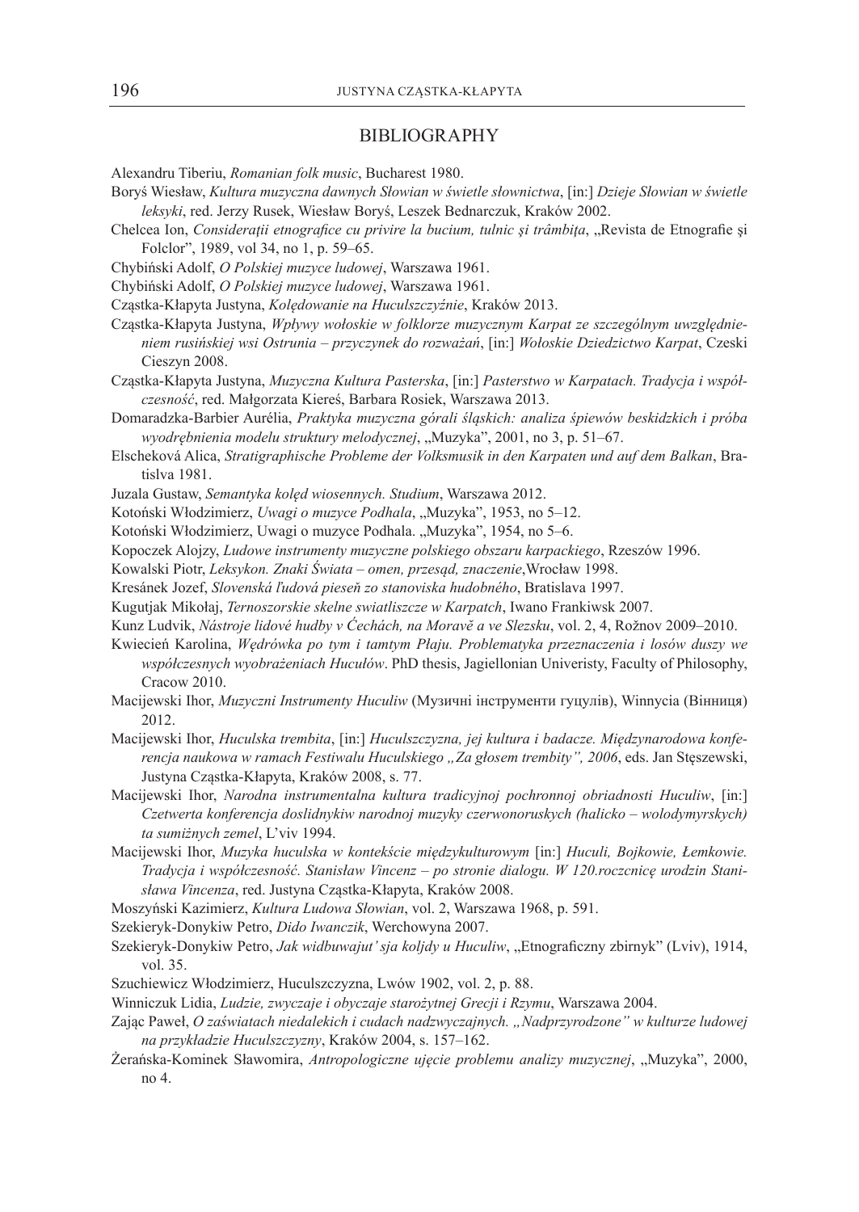## BIBLIOGRAPHY

Alexandru Tiberiu, *Romanian folk music*, Bucharest 1980.

Boryś Wiesław, *Kultura muzyczna dawnych Słowian w świetle słownictwa*, [in:] *Dzieje Słowian w świetle leksyki*, red. Jerzy Rusek, Wiesław Boryś, Leszek Bednarczuk, Kraków 2002.

Chelcea Ion, *Consideraţii etnografice cu privire la bucium, tulnic şi trâmbiţa*, „Revista de Etnografie şi Folclor", 1989, vol 34, no 1, p. 59–65.

Chybiński Adolf, *O Polskiej muzyce ludowej*, Warszawa 1961.

Chybiński Adolf, *O Polskiej muzyce ludowej*, Warszawa 1961.

Cząstka-Kłapyta Justyna, *Kolędowanie na Huculszczyźnie*, Kraków 2013.

Cząstka-Kłapyta Justyna, *Wpływy wołoskie w folklorze muzycznym Karpat ze szczególnym uwzględnieniem rusińskiej wsi Ostrunia – przyczynek do rozważań*, [in:] *Wołoskie Dziedzictwo Karpat*, Czeski Cieszyn 2008.

Cząstka-Kłapyta Justyna, *Muzyczna Kultura Pasterska*, [in:] *Pasterstwo w Karpatach. Tradycja i współczesność*, red. Małgorzata Kiereś, Barbara Rosiek, Warszawa 2013.

Domaradzka-Barbier Aurélia, *Praktyka muzyczna górali śląskich: analiza śpiewów beskidzkich i próba wyodrębnienia modelu struktury melodycznej*, „Muzyka", 2001, no 3, p. 51–67.

Elscheková Alica, *Stratigraphische Probleme der Volksmusik in den Karpaten und auf dem Balkan*, Bratislva 1981.

Juzala Gustaw, *Semantyka kolęd wiosennych. Studium*, Warszawa 2012.

Kotoński Włodzimierz, *Uwagi o muzyce Podhala*, „Muzyka", 1953, no 5–12.

Kotoński Włodzimierz, Uwagi o muzyce Podhala. „Muzyka", 1954, no 5–6.

Kopoczek Alojzy, *Ludowe instrumenty muzyczne polskiego obszaru karpackiego*, Rzeszów 1996.

Kowalski Piotr, *Leksykon. Znaki Świata – omen, przesąd, znaczenie*,Wrocław 1998.

Kresánek Jozef, *Slovenská ľudová pieseň zo stanoviska hudobného*, Bratislava 1997.

Kugutjak Mikołaj, *Ternoszorskie skelne swiatliszcze w Karpatch*, Iwano Frankiwsk 2007.

Kunz Ludvik, *Nástroje lidové hudby v Čechách, na Moravě a ve Slezsku*, vol. 2, 4, Rožnov 2009–2010.

Kwiecień Karolina, *Wędrówka po tym i tamtym Płaju. Problematyka przeznaczenia i losów duszy we współczesnych wyobrażeniach Hucułów*. PhD thesis, Jagiellonian Univeristy, Faculty of Philosophy, Cracow 2010.

Macijewski Ihor, *Muzyczni Instrumenty Huculiw* (Музичні інструменти гуцулів), Winnycia (Вінниця) 2012.

Macijewski Ihor, *Huculska trembita*, [in:] *Huculszczyzna, jej kultura i badacze. Międzynarodowa konferencja naukowa w ramach Festiwalu Huculskiego „Za głosem trembity", 2006*, eds. Jan Stęszewski, Justyna Cząstka-Kłapyta, Kraków 2008, s. 77.

Macijewski Ihor, *Narodna instrumentalna kultura tradycyjnoj pochronnoj obriadnosti Huculiw*, [in:] *Czetwerta konferencja doslidnykiw narodnoj muzyky czerwonoruskych (halicko – wolodymyrskych) ta sumiżnych zemel*, L'viv 1994.

Macijewski Ihor, *Muzyka huculska w kontekście międzykulturowym* [in:] *Huculi, Bojkowie, Łemkowie. Tradycja i współczesność. Stanisław Vincenz – po stronie dialogu. W 120.rocznicę urodzin Stanisława Vincenza*, red. Justyna Cząstka-Kłapyta, Kraków 2008.

Moszyński Kazimierz, *Kultura Ludowa Słowian*, vol. 2, Warszawa 1968, p. 591.

Szekieryk-Donykiw Petro, *Dido Iwanczik*, Werchowyna 2007.

Szekieryk-Donykiw Petro, *Jak widbuwajut' sja koljdy u Huculiw*, „Etnograficzny zbirnyk" (Lviv), 1914, vol. 35.

Szuchiewicz Włodzimierz, Huculszczyzna, Lwów 1902, vol. 2, p. 88.

Winniczuk Lidia, *Ludzie, zwyczaje i obyczaje starożytnej Grecji i Rzymu*, Warszawa 2004.

Zając Paweł, *O zaświatach niedalekich i cudach nadzwyczajnych. „Nadprzyrodzone" w kulturze ludowej na przykładzie Huculszczyzny*, Kraków 2004, s. 157–162.

Żerańska-Kominek Sławomira, *Antropologiczne ujęcie problemu analizy muzycznej*, „Muzyka", 2000, no 4.